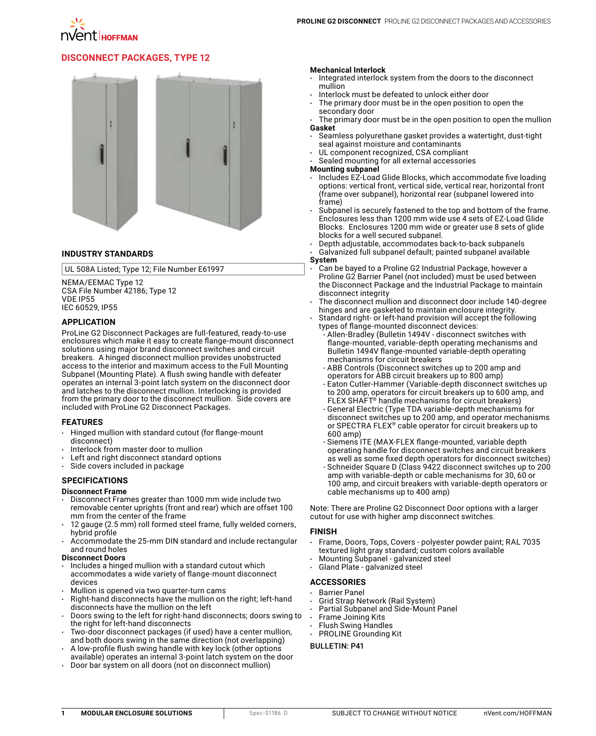# DISCONNECT PACKAGES, TYPE 12

## INDUSTRY STANDARDS

UL 508A Listed; Type 12; File Number E61997

NEMA/EEMAC Type 12
CSA File Number 42186; Type 12
VDE IP55
IEC 60529, IP55

## APPLICATION

ProLine G2 Disconnect Packages are full-featured, ready-to-use enclosures which make it easy to create flange-mount disconnect solutions using major brand disconnect switches and circuit breakers. A hinged disconnect mullion provides unobstructed access to the interior and maximum access to the Full Mounting Subpanel (Mounting Plate). A flush swing handle with defeater operates an internal 3-point latch system on the disconnect door and latches to the disconnect mullion. Interlocking is provided from the primary door to the disconnect mullion. Side covers are included with ProLine G2 Disconnect Packages.

## FEATURES

- Hinged mullion with standard cutout (for flange-mount disconnect)
- Interlock from master door to mullion
- Left and right disconnect standard options
- Side covers included in package

## SPECIFICATIONS

**Disconnect Frame**

- Disconnect Frames greater than 1000 mm wide include two removable center uprights (front and rear) which are offset 100 mm from the center of the frame
- 12 gauge (2.5 mm) roll formed steel frame, fully welded corners, hybrid profile
- Accommodate the 25-mm DIN standard and include rectangular and round holes

**Disconnect Doors**

- Includes a hinged mullion with a standard cutout which accommodates a wide variety of flange-mount disconnect devices
- Mullion is opened via two quarter-turn cams
- Right-hand disconnects have the mullion on the right; left-hand disconnects have the mullion on the left
- Doors swing to the left for right-hand disconnects; doors swing to the right for left-hand disconnects
- Two-door disconnect packages (if used) have a center mullion, and both doors swing in the same direction (not overlapping)
- A low-profile flush swing handle with key lock (other options available) operates an internal 3-point latch system on the door
- Door bar system on all doors (not on disconnect mullion)

**Mechanical Interlock**

- Integrated interlock system from the doors to the disconnect mullion
- Interlock must be defeated to unlock either door
- The primary door must be in the open position to open the secondary door
- The primary door must be in the open position to open the mullion

**Gasket**

- Seamless polyurethane gasket provides a watertight, dust-tight seal against moisture and contaminants
- UL component recognized, CSA compliant
- Sealed mounting for all external accessories

**Mounting subpanel**

- Includes EZ-Load Glide Blocks, which accommodate five loading options: vertical front, vertical side, vertical rear, horizontal front (frame over subpanel), horizontal rear (subpanel lowered into frame)
- Subpanel is securely fastened to the top and bottom of the frame. Enclosures less than 1200 mm wide use 4 sets of EZ-Load Glide Blocks. Enclosures 1200 mm wide or greater use 8 sets of glide blocks for a well secured subpanel.
- Depth adjustable, accommodates back-to-back subpanels
- Galvanized full subpanel default; painted subpanel available

**System**

- Can be bayed to a Proline G2 Industrial Package, however a Proline G2 Barrier Panel (not included) must be used between the Disconnect Package and the Industrial Package to maintain disconnect integrity
- The disconnect mullion and disconnect door include 140-degree hinges and are gasketed to maintain enclosure integrity.
- Standard right- or left-hand provision will accept the following types of flange-mounted disconnect devices:
  - Allen-Bradley (Bulletin 1494V - disconnect switches with flange-mounted, variable-depth operating mechanisms and Bulletin 1494V flange-mounted variable-depth operating mechanisms for circuit breakers
  - ABB Controls (Disconnect switches up to 200 amp and operators for ABB circuit breakers up to 800 amp)
  - Eaton Cutler-Hammer (Variable-depth disconnect switches up to 200 amp, operators for circuit breakers up to 600 amp, and FLEX SHAFT® handle mechanisms for circuit breakers)
  - General Electric (Type TDA variable-depth mechanisms for disconnect switches up to 200 amp, and operator mechanisms or SPECTRA FLEX® cable operator for circuit breakers up to 600 amp)
  - Siemens ITE (MAX-FLEX flange-mounted, variable depth operating handle for disconnect switches and circuit breakers as well as some fixed depth operators for disconnect switches)
  - Schneider Square D (Class 9422 disconnect switches up to 200 amp with variable-depth or cable mechanisms for 30, 60 or 100 amp, and circuit breakers with variable-depth operators or cable mechanisms up to 400 amp)

Note: There are Proline G2 Disconnect Door options with a larger cutout for use with higher amp disconnect switches.

## FINISH

- Frame, Doors, Tops, Covers - polyester powder paint; RAL 7035 textured light gray standard; custom colors available
- Mounting Subpanel - galvanized steel
- Gland Plate - galvanized steel

## ACCESSORIES

- Barrier Panel
- Grid Strap Network (Rail System)
- Partial Subpanel and Side-Mount Panel
- Frame Joining Kits
- Flush Swing Handles
- PROLINE Grounding Kit

**BULLETIN: P41**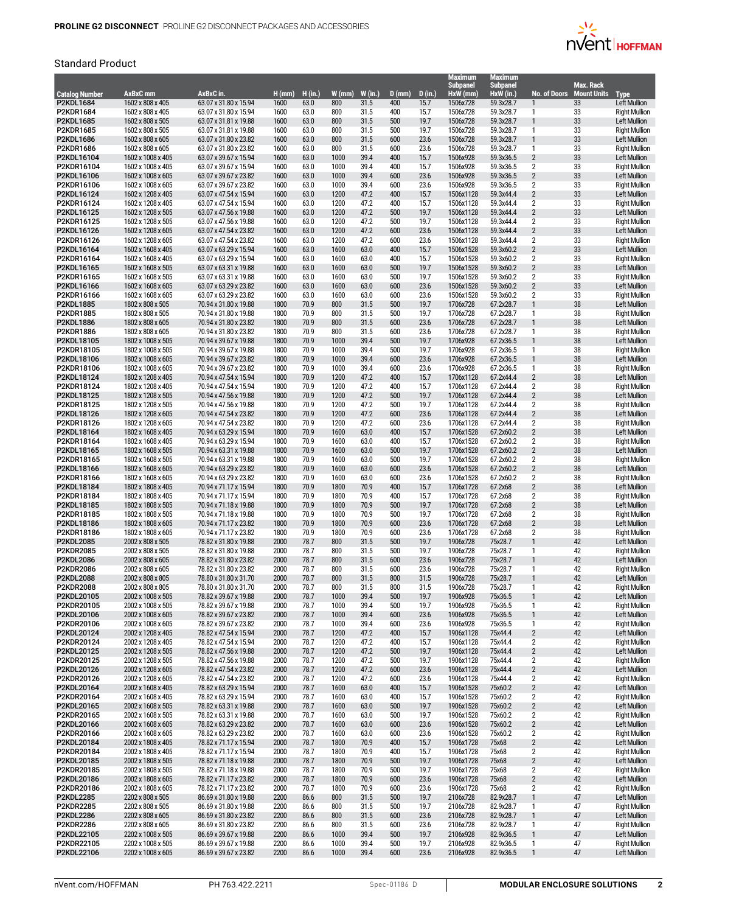## Standard Product

| Catalog Number | AxBxC mm | AxBxC in. | H (mm) | H (in.) | W (mm) | W (in.) | D (mm) | D (in.) | Maximum Subpanel HxW (mm) | Maximum Subpanel HxW (in.) | No. of Doors | Max. Rack Mount Units | Type |
|---|---|---|---|---|---|---|---|---|---|---|---|---|---|
| P2KDL1684 | 1602 x 808 x 405 | 63.07 x 31.80 x 15.94 | 1600 | 63.0 | 800 | 31.5 | 400 | 15.7 | 1506x728 | 59.3x28.7 | 1 | 33 | Left Mullion |
| P2KDR1684 | 1602 x 808 x 405 | 63.07 x 31.80 x 15.94 | 1600 | 63.0 | 800 | 31.5 | 400 | 15.7 | 1506x728 | 59.3x28.7 | 1 | 33 | Right Mullion |
| P2KDL1685 | 1602 x 808 x 505 | 63.07 x 31.81 x 19.88 | 1600 | 63.0 | 800 | 31.5 | 500 | 19.7 | 1506x728 | 59.3x28.7 | 1 | 33 | Left Mullion |
| P2KDR1685 | 1602 x 808 x 505 | 63.07 x 31.81 x 19.88 | 1600 | 63.0 | 800 | 31.5 | 500 | 19.7 | 1506x728 | 59.3x28.7 | 1 | 33 | Right Mullion |
| P2KDL1686 | 1602 x 808 x 605 | 63.07 x 31.80 x 23.82 | 1600 | 63.0 | 800 | 31.5 | 600 | 23.6 | 1506x728 | 59.3x28.7 | 1 | 33 | Left Mullion |
| P2KDR1686 | 1602 x 808 x 605 | 63.07 x 31.80 x 23.82 | 1600 | 63.0 | 800 | 31.5 | 600 | 23.6 | 1506x728 | 59.3x28.7 | 1 | 33 | Right Mullion |
| P2KDL16104 | 1602 x 1008 x 405 | 63.07 x 39.67 x 15.94 | 1600 | 63.0 | 1000 | 39.4 | 400 | 15.7 | 1506x928 | 59.3x36.5 | 2 | 33 | Left Mullion |
| P2KDR16104 | 1602 x 1008 x 405 | 63.07 x 39.67 x 15.94 | 1600 | 63.0 | 1000 | 39.4 | 400 | 15.7 | 1506x928 | 59.3x36.5 | 2 | 33 | Right Mullion |
| P2KDL16106 | 1602 x 1008 x 605 | 63.07 x 39.67 x 23.82 | 1600 | 63.0 | 1000 | 39.4 | 600 | 23.6 | 1506x928 | 59.3x36.5 | 2 | 33 | Left Mullion |
| P2KDR16106 | 1602 x 1008 x 605 | 63.07 x 39.67 x 23.82 | 1600 | 63.0 | 1000 | 39.4 | 600 | 23.6 | 1506x928 | 59.3x36.5 | 2 | 33 | Right Mullion |
| P2KDL16124 | 1602 x 1208 x 405 | 63.07 x 47.54 x 15.94 | 1600 | 63.0 | 1200 | 47.2 | 400 | 15.7 | 1506x1128 | 59.3x44.4 | 2 | 33 | Left Mullion |
| P2KDR16124 | 1602 x 1208 x 405 | 63.07 x 47.54 x 15.94 | 1600 | 63.0 | 1200 | 47.2 | 400 | 15.7 | 1506x1128 | 59.3x44.4 | 2 | 33 | Right Mullion |
| P2KDL16125 | 1602 x 1208 x 505 | 63.07 x 47.56 x 19.88 | 1600 | 63.0 | 1200 | 47.2 | 500 | 19.7 | 1506x1128 | 59.3x44.4 | 2 | 33 | Left Mullion |
| P2KDR16125 | 1602 x 1208 x 505 | 63.07 x 47.56 x 19.88 | 1600 | 63.0 | 1200 | 47.2 | 500 | 19.7 | 1506x1128 | 59.3x44.4 | 2 | 33 | Right Mullion |
| P2KDL16126 | 1602 x 1208 x 605 | 63.07 x 47.54 x 23.82 | 1600 | 63.0 | 1200 | 47.2 | 600 | 23.6 | 1506x1128 | 59.3x44.4 | 2 | 33 | Left Mullion |
| P2KDR16126 | 1602 x 1208 x 605 | 63.07 x 47.54 x 23.82 | 1600 | 63.0 | 1200 | 47.2 | 600 | 23.6 | 1506x1128 | 59.3x44.4 | 2 | 33 | Right Mullion |
| P2KDL16164 | 1602 x 1608 x 405 | 63.07 x 63.29 x 15.94 | 1600 | 63.0 | 1600 | 63.0 | 400 | 15.7 | 1506x1528 | 59.3x60.2 | 2 | 33 | Left Mullion |
| P2KDR16164 | 1602 x 1608 x 405 | 63.07 x 63.29 x 15.94 | 1600 | 63.0 | 1600 | 63.0 | 400 | 15.7 | 1506x1528 | 59.3x60.2 | 2 | 33 | Right Mullion |
| P2KDL16165 | 1602 x 1608 x 505 | 63.07 x 63.31 x 19.88 | 1600 | 63.0 | 1600 | 63.0 | 500 | 19.7 | 1506x1528 | 59.3x60.2 | 2 | 33 | Left Mullion |
| P2KDR16165 | 1602 x 1608 x 505 | 63.07 x 63.31 x 19.88 | 1600 | 63.0 | 1600 | 63.0 | 500 | 19.7 | 1506x1528 | 59.3x60.2 | 2 | 33 | Right Mullion |
| P2KDL16166 | 1602 x 1608 x 605 | 63.07 x 63.29 x 23.82 | 1600 | 63.0 | 1600 | 63.0 | 600 | 23.6 | 1506x1528 | 59.3x60.2 | 2 | 33 | Left Mullion |
| P2KDR16166 | 1602 x 1608 x 605 | 63.07 x 63.29 x 23.82 | 1600 | 63.0 | 1600 | 63.0 | 600 | 23.6 | 1506x1528 | 59.3x60.2 | 2 | 33 | Right Mullion |
| P2KDL1885 | 1802 x 808 x 505 | 70.94 x 31.80 x 19.88 | 1800 | 70.9 | 800 | 31.5 | 500 | 19.7 | 1706x728 | 67.2x28.7 | 1 | 38 | Left Mullion |
| P2KDR1885 | 1802 x 808 x 505 | 70.94 x 31.80 x 19.88 | 1800 | 70.9 | 800 | 31.5 | 500 | 19.7 | 1706x728 | 67.2x28.7 | 1 | 38 | Right Mullion |
| P2KDL1886 | 1802 x 808 x 605 | 70.94 x 31.80 x 23.82 | 1800 | 70.9 | 800 | 31.5 | 600 | 23.6 | 1706x728 | 67.2x28.7 | 1 | 38 | Left Mullion |
| P2KDR1886 | 1802 x 808 x 605 | 70.94 x 31.80 x 23.82 | 1800 | 70.9 | 800 | 31.5 | 600 | 23.6 | 1706x728 | 67.2x28.7 | 1 | 38 | Right Mullion |
| P2KDL18105 | 1802 x 1008 x 505 | 70.94 x 39.67 x 19.88 | 1800 | 70.9 | 1000 | 39.4 | 500 | 19.7 | 1706x928 | 67.2x36.5 | 1 | 38 | Left Mullion |
| P2KDR18105 | 1802 x 1008 x 505 | 70.94 x 39.67 x 19.88 | 1800 | 70.9 | 1000 | 39.4 | 500 | 19.7 | 1706x928 | 67.2x36.5 | 1 | 38 | Right Mullion |
| P2KDL18106 | 1802 x 1008 x 605 | 70.94 x 39.67 x 23.82 | 1800 | 70.9 | 1000 | 39.4 | 600 | 23.6 | 1706x928 | 67.2x36.5 | 1 | 38 | Left Mullion |
| P2KDR18106 | 1802 x 1008 x 605 | 70.94 x 39.67 x 23.82 | 1800 | 70.9 | 1000 | 39.4 | 600 | 23.6 | 1706x928 | 67.2x36.5 | 1 | 38 | Right Mullion |
| P2KDL18124 | 1802 x 1208 x 405 | 70.94 x 47.54 x 15.94 | 1800 | 70.9 | 1200 | 47.2 | 400 | 15.7 | 1706x1128 | 67.2x44.4 | 2 | 38 | Left Mullion |
| P2KDR18124 | 1802 x 1208 x 405 | 70.94 x 47.54 x 15.94 | 1800 | 70.9 | 1200 | 47.2 | 400 | 15.7 | 1706x1128 | 67.2x44.4 | 2 | 38 | Right Mullion |
| P2KDL18125 | 1802 x 1208 x 505 | 70.94 x 47.56 x 19.88 | 1800 | 70.9 | 1200 | 47.2 | 500 | 19.7 | 1706x1128 | 67.2x44.4 | 2 | 38 | Left Mullion |
| P2KDR18125 | 1802 x 1208 x 505 | 70.94 x 47.56 x 19.88 | 1800 | 70.9 | 1200 | 47.2 | 500 | 19.7 | 1706x1128 | 67.2x44.4 | 2 | 38 | Right Mullion |
| P2KDL18126 | 1802 x 1208 x 605 | 70.94 x 47.54 x 23.82 | 1800 | 70.9 | 1200 | 47.2 | 600 | 23.6 | 1706x1128 | 67.2x44.4 | 2 | 38 | Left Mullion |
| P2KDR18126 | 1802 x 1208 x 605 | 70.94 x 47.54 x 23.82 | 1800 | 70.9 | 1200 | 47.2 | 600 | 23.6 | 1706x1128 | 67.2x44.4 | 2 | 38 | Right Mullion |
| P2KDL18164 | 1802 x 1608 x 405 | 70.94 x 63.29 x 15.94 | 1800 | 70.9 | 1600 | 63.0 | 400 | 15.7 | 1706x1528 | 67.2x60.2 | 2 | 38 | Left Mullion |
| P2KDR18164 | 1802 x 1608 x 405 | 70.94 x 63.29 x 15.94 | 1800 | 70.9 | 1600 | 63.0 | 400 | 15.7 | 1706x1528 | 67.2x60.2 | 2 | 38 | Right Mullion |
| P2KDL18165 | 1802 x 1608 x 505 | 70.94 x 63.31 x 19.88 | 1800 | 70.9 | 1600 | 63.0 | 500 | 19.7 | 1706x1528 | 67.2x60.2 | 2 | 38 | Left Mullion |
| P2KDR18165 | 1802 x 1608 x 505 | 70.94 x 63.31 x 19.88 | 1800 | 70.9 | 1600 | 63.0 | 500 | 19.7 | 1706x1528 | 67.2x60.2 | 2 | 38 | Right Mullion |
| P2KDL18166 | 1802 x 1608 x 605 | 70.94 x 63.29 x 23.82 | 1800 | 70.9 | 1600 | 63.0 | 600 | 23.6 | 1706x1528 | 67.2x60.2 | 2 | 38 | Left Mullion |
| P2KDR18166 | 1802 x 1608 x 605 | 70.94 x 63.29 x 23.82 | 1800 | 70.9 | 1600 | 63.0 | 600 | 23.6 | 1706x1528 | 67.2x60.2 | 2 | 38 | Right Mullion |
| P2KDL18184 | 1802 x 1808 x 405 | 70.94 x 71.17 x 15.94 | 1800 | 70.9 | 1800 | 70.9 | 400 | 15.7 | 1706x1728 | 67.2x68 | 2 | 38 | Left Mullion |
| P2KDR18184 | 1802 x 1808 x 405 | 70.94 x 71.17 x 15.94 | 1800 | 70.9 | 1800 | 70.9 | 400 | 15.7 | 1706x1728 | 67.2x68 | 2 | 38 | Right Mullion |
| P2KDL18185 | 1802 x 1808 x 505 | 70.94 x 71.18 x 19.88 | 1800 | 70.9 | 1800 | 70.9 | 500 | 19.7 | 1706x1728 | 67.2x68 | 2 | 38 | Left Mullion |
| P2KDR18185 | 1802 x 1808 x 505 | 70.94 x 71.18 x 19.88 | 1800 | 70.9 | 1800 | 70.9 | 500 | 19.7 | 1706x1728 | 67.2x68 | 2 | 38 | Right Mullion |
| P2KDL18186 | 1802 x 1808 x 605 | 70.94 x 71.17 x 23.82 | 1800 | 70.9 | 1800 | 70.9 | 600 | 23.6 | 1706x1728 | 67.2x68 | 2 | 38 | Left Mullion |
| P2KDR18186 | 1802 x 1808 x 605 | 70.94 x 71.17 x 23.82 | 1800 | 70.9 | 1800 | 70.9 | 600 | 23.6 | 1706x1728 | 67.2x68 | 2 | 38 | Right Mullion |
| P2KDL2085 | 2002 x 808 x 505 | 78.82 x 31.80 x 19.88 | 2000 | 78.7 | 800 | 31.5 | 500 | 19.7 | 1906x728 | 75x28.7 | 1 | 42 | Left Mullion |
| P2KDR2085 | 2002 x 808 x 505 | 78.82 x 31.80 x 19.88 | 2000 | 78.7 | 800 | 31.5 | 500 | 19.7 | 1906x728 | 75x28.7 | 1 | 42 | Right Mullion |
| P2KDL2086 | 2002 x 808 x 605 | 78.82 x 31.80 x 23.82 | 2000 | 78.7 | 800 | 31.5 | 600 | 23.6 | 1906x728 | 75x28.7 | 1 | 42 | Left Mullion |
| P2KDR2086 | 2002 x 808 x 605 | 78.82 x 31.80 x 23.82 | 2000 | 78.7 | 800 | 31.5 | 600 | 23.6 | 1906x728 | 75x28.7 | 1 | 42 | Right Mullion |
| P2KDL2088 | 2002 x 808 x 805 | 78.80 x 31.80 x 31.70 | 2000 | 78.7 | 800 | 31.5 | 800 | 31.5 | 1906x728 | 75x28.7 | 1 | 42 | Left Mullion |
| P2KDR2088 | 2002 x 808 x 805 | 78.80 x 31.80 x 31.70 | 2000 | 78.7 | 800 | 31.5 | 800 | 31.5 | 1906x728 | 75x28.7 | 1 | 42 | Right Mullion |
| P2KDL20105 | 2002 x 1008 x 505 | 78.82 x 39.67 x 19.88 | 2000 | 78.7 | 1000 | 39.4 | 500 | 19.7 | 1906x928 | 75x36.5 | 1 | 42 | Left Mullion |
| P2KDR20105 | 2002 x 1008 x 505 | 78.82 x 39.67 x 19.88 | 2000 | 78.7 | 1000 | 39.4 | 500 | 19.7 | 1906x928 | 75x36.5 | 1 | 42 | Right Mullion |
| P2KDL20106 | 2002 x 1008 x 605 | 78.82 x 39.67 x 23.82 | 2000 | 78.7 | 1000 | 39.4 | 600 | 23.6 | 1906x928 | 75x36.5 | 1 | 42 | Left Mullion |
| P2KDR20106 | 2002 x 1008 x 605 | 78.82 x 39.67 x 23.82 | 2000 | 78.7 | 1000 | 39.4 | 600 | 23.6 | 1906x928 | 75x36.5 | 1 | 42 | Right Mullion |
| P2KDL20124 | 2002 x 1208 x 405 | 78.82 x 47.54 x 15.94 | 2000 | 78.7 | 1200 | 47.2 | 400 | 15.7 | 1906x1128 | 75x44.4 | 2 | 42 | Left Mullion |
| P2KDR20124 | 2002 x 1208 x 405 | 78.82 x 47.54 x 15.94 | 2000 | 78.7 | 1200 | 47.2 | 400 | 15.7 | 1906x1128 | 75x44.4 | 2 | 42 | Right Mullion |
| P2KDL20125 | 2002 x 1208 x 505 | 78.82 x 47.56 x 19.88 | 2000 | 78.7 | 1200 | 47.2 | 500 | 19.7 | 1906x1128 | 75x44.4 | 2 | 42 | Left Mullion |
| P2KDR20125 | 2002 x 1208 x 505 | 78.82 x 47.56 x 19.88 | 2000 | 78.7 | 1200 | 47.2 | 500 | 19.7 | 1906x1128 | 75x44.4 | 2 | 42 | Right Mullion |
| P2KDL20126 | 2002 x 1208 x 605 | 78.82 x 47.54 x 23.82 | 2000 | 78.7 | 1200 | 47.2 | 600 | 23.6 | 1906x1128 | 75x44.4 | 2 | 42 | Left Mullion |
| P2KDR20126 | 2002 x 1208 x 605 | 78.82 x 47.54 x 23.82 | 2000 | 78.7 | 1200 | 47.2 | 600 | 23.6 | 1906x1128 | 75x44.4 | 2 | 42 | Right Mullion |
| P2KDL20164 | 2002 x 1608 x 405 | 78.82 x 63.29 x 15.94 | 2000 | 78.7 | 1600 | 63.0 | 400 | 15.7 | 1906x1528 | 75x60.2 | 2 | 42 | Left Mullion |
| P2KDR20164 | 2002 x 1608 x 405 | 78.82 x 63.29 x 15.94 | 2000 | 78.7 | 1600 | 63.0 | 400 | 15.7 | 1906x1528 | 75x60.2 | 2 | 42 | Right Mullion |
| P2KDL20165 | 2002 x 1608 x 505 | 78.82 x 63.31 x 19.88 | 2000 | 78.7 | 1600 | 63.0 | 500 | 19.7 | 1906x1528 | 75x60.2 | 2 | 42 | Left Mullion |
| P2KDR20165 | 2002 x 1608 x 505 | 78.82 x 63.31 x 19.88 | 2000 | 78.7 | 1600 | 63.0 | 500 | 19.7 | 1906x1528 | 75x60.2 | 2 | 42 | Right Mullion |
| P2KDL20166 | 2002 x 1608 x 605 | 78.82 x 63.29 x 23.82 | 2000 | 78.7 | 1600 | 63.0 | 600 | 23.6 | 1906x1528 | 75x60.2 | 2 | 42 | Left Mullion |
| P2KDR20166 | 2002 x 1608 x 605 | 78.82 x 63.29 x 23.82 | 2000 | 78.7 | 1600 | 63.0 | 600 | 23.6 | 1906x1528 | 75x60.2 | 2 | 42 | Right Mullion |
| P2KDL20184 | 2002 x 1808 x 405 | 78.82 x 71.17 x 15.94 | 2000 | 78.7 | 1800 | 70.9 | 400 | 15.7 | 1906x1728 | 75x68 | 2 | 42 | Left Mullion |
| P2KDR20184 | 2002 x 1808 x 405 | 78.82 x 71.17 x 15.94 | 2000 | 78.7 | 1800 | 70.9 | 400 | 15.7 | 1906x1728 | 75x68 | 2 | 42 | Right Mullion |
| P2KDL20185 | 2002 x 1808 x 505 | 78.82 x 71.18 x 19.88 | 2000 | 78.7 | 1800 | 70.9 | 500 | 19.7 | 1906x1728 | 75x68 | 2 | 42 | Left Mullion |
| P2KDR20185 | 2002 x 1808 x 505 | 78.82 x 71.18 x 19.88 | 2000 | 78.7 | 1800 | 70.9 | 500 | 19.7 | 1906x1728 | 75x68 | 2 | 42 | Right Mullion |
| P2KDL20186 | 2002 x 1808 x 605 | 78.82 x 71.17 x 23.82 | 2000 | 78.7 | 1800 | 70.9 | 600 | 23.6 | 1906x1728 | 75x68 | 2 | 42 | Left Mullion |
| P2KDR20186 | 2002 x 1808 x 605 | 78.82 x 71.17 x 23.82 | 2000 | 78.7 | 1800 | 70.9 | 600 | 23.6 | 1906x1728 | 75x68 | 2 | 42 | Right Mullion |
| P2KDL2285 | 2202 x 808 x 505 | 86.69 x 31.80 x 19.88 | 2200 | 86.6 | 800 | 31.5 | 500 | 19.7 | 2106x728 | 82.9x28.7 | 1 | 47 | Left Mullion |
| P2KDR2285 | 2202 x 808 x 505 | 86.69 x 31.80 x 19.88 | 2200 | 86.6 | 800 | 31.5 | 500 | 19.7 | 2106x728 | 82.9x28.7 | 1 | 47 | Right Mullion |
| P2KDL2286 | 2202 x 808 x 605 | 86.69 x 31.80 x 23.82 | 2200 | 86.6 | 800 | 31.5 | 600 | 23.6 | 2106x728 | 82.9x28.7 | 1 | 47 | Left Mullion |
| P2KDR2286 | 2202 x 808 x 605 | 86.69 x 31.80 x 23.82 | 2200 | 86.6 | 800 | 31.5 | 600 | 23.6 | 2106x728 | 82.9x28.7 | 1 | 47 | Right Mullion |
| P2KDL22105 | 2202 x 1008 x 505 | 86.69 x 39.67 x 19.88 | 2200 | 86.6 | 1000 | 39.4 | 500 | 19.7 | 2106x928 | 82.9x36.5 | 1 | 47 | Left Mullion |
| P2KDR22105 | 2202 x 1008 x 505 | 86.69 x 39.67 x 19.88 | 2200 | 86.6 | 1000 | 39.4 | 500 | 19.7 | 2106x928 | 82.9x36.5 | 1 | 47 | Right Mullion |
| P2KDL22106 | 2202 x 1008 x 605 | 86.69 x 39.67 x 23.82 | 2200 | 86.6 | 1000 | 39.4 | 600 | 23.6 | 2106x928 | 82.9x36.5 | 1 | 47 | Left Mullion |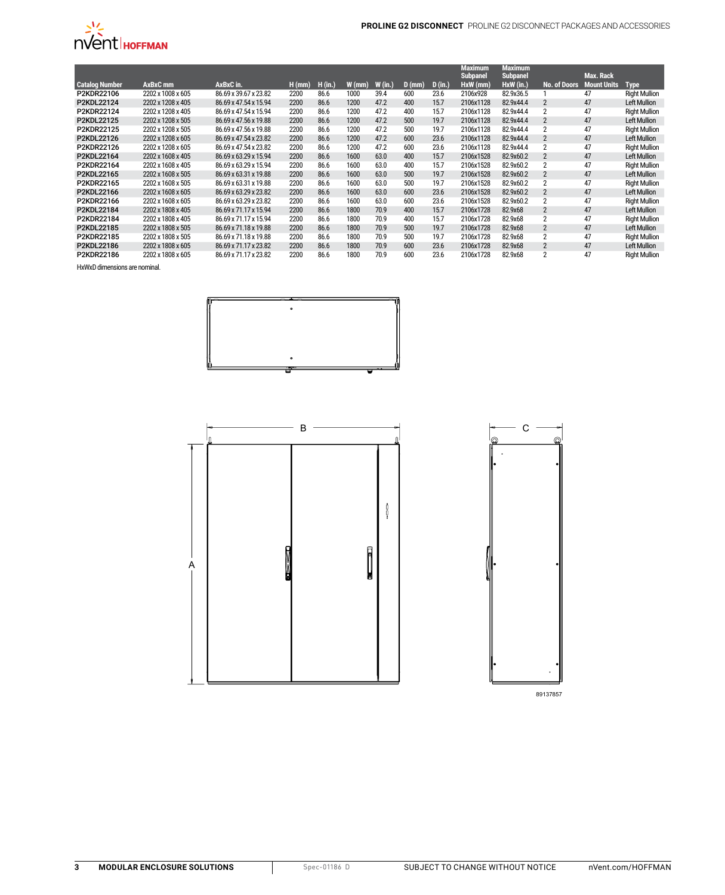| Catalog Number | AxBxC mm | AxBxC in. | H (mm) | H (in.) | W (mm) | W (in.) | D (mm) | D (in.) | Maximum Subpanel HxW (mm) | Maximum Subpanel HxW (in.) | No. of Doors | Max. Rack Mount Units | Type |
|---|---|---|---|---|---|---|---|---|---|---|---|---|---|
| P2KDR22106 | 2202 x 1008 x 605 | 86.69 x 39.67 x 23.82 | 2200 | 86.6 | 1000 | 39.4 | 600 | 23.6 | 2106x928 | 82.9x36.5 | 1 | 47 | Right Mullion |
| P2KDL22124 | 2202 x 1208 x 405 | 86.69 x 47.54 x 15.94 | 2200 | 86.6 | 1200 | 47.2 | 400 | 15.7 | 2106x1128 | 82.9x44.4 | 2 | 47 | Left Mullion |
| P2KDR22124 | 2202 x 1208 x 405 | 86.69 x 47.54 x 15.94 | 2200 | 86.6 | 1200 | 47.2 | 400 | 15.7 | 2106x1128 | 82.9x44.4 | 2 | 47 | Right Mullion |
| P2KDL22125 | 2202 x 1208 x 505 | 86.69 x 47.56 x 19.88 | 2200 | 86.6 | 1200 | 47.2 | 500 | 19.7 | 2106x1128 | 82.9x44.4 | 2 | 47 | Left Mullion |
| P2KDR22125 | 2202 x 1208 x 505 | 86.69 x 47.56 x 19.88 | 2200 | 86.6 | 1200 | 47.2 | 500 | 19.7 | 2106x1128 | 82.9x44.4 | 2 | 47 | Right Mullion |
| P2KDL22126 | 2202 x 1208 x 605 | 86.69 x 47.54 x 23.82 | 2200 | 86.6 | 1200 | 47.2 | 600 | 23.6 | 2106x1128 | 82.9x44.4 | 2 | 47 | Left Mullion |
| P2KDR22126 | 2202 x 1208 x 605 | 86.69 x 47.54 x 23.82 | 2200 | 86.6 | 1200 | 47.2 | 600 | 23.6 | 2106x1128 | 82.9x44.4 | 2 | 47 | Right Mullion |
| P2KDL22164 | 2202 x 1608 x 405 | 86.69 x 63.29 x 15.94 | 2200 | 86.6 | 1600 | 63.0 | 400 | 15.7 | 2106x1528 | 82.9x60.2 | 2 | 47 | Left Mullion |
| P2KDR22164 | 2202 x 1608 x 405 | 86.69 x 63.29 x 15.94 | 2200 | 86.6 | 1600 | 63.0 | 400 | 15.7 | 2106x1528 | 82.9x60.2 | 2 | 47 | Right Mullion |
| P2KDL22165 | 2202 x 1608 x 505 | 86.69 x 63.31 x 19.88 | 2200 | 86.6 | 1600 | 63.0 | 500 | 19.7 | 2106x1528 | 82.9x60.2 | 2 | 47 | Left Mullion |
| P2KDR22165 | 2202 x 1608 x 505 | 86.69 x 63.31 x 19.88 | 2200 | 86.6 | 1600 | 63.0 | 500 | 19.7 | 2106x1528 | 82.9x60.2 | 2 | 47 | Right Mullion |
| P2KDL22166 | 2202 x 1608 x 605 | 86.69 x 63.29 x 23.82 | 2200 | 86.6 | 1600 | 63.0 | 600 | 23.6 | 2106x1528 | 82.9x60.2 | 2 | 47 | Left Mullion |
| P2KDR22166 | 2202 x 1608 x 605 | 86.69 x 63.29 x 23.82 | 2200 | 86.6 | 1600 | 63.0 | 600 | 23.6 | 2106x1528 | 82.9x60.2 | 2 | 47 | Right Mullion |
| P2KDL22184 | 2202 x 1808 x 405 | 86.69 x 71.17 x 15.94 | 2200 | 86.6 | 1800 | 70.9 | 400 | 15.7 | 2106x1728 | 82.9x68 | 2 | 47 | Left Mullion |
| P2KDR22184 | 2202 x 1808 x 405 | 86.69 x 71.17 x 15.94 | 2200 | 86.6 | 1800 | 70.9 | 400 | 15.7 | 2106x1728 | 82.9x68 | 2 | 47 | Right Mullion |
| P2KDL22185 | 2202 x 1808 x 505 | 86.69 x 71.18 x 19.88 | 2200 | 86.6 | 1800 | 70.9 | 500 | 19.7 | 2106x1728 | 82.9x68 | 2 | 47 | Left Mullion |
| P2KDR22185 | 2202 x 1808 x 505 | 86.69 x 71.18 x 19.88 | 2200 | 86.6 | 1800 | 70.9 | 500 | 19.7 | 2106x1728 | 82.9x68 | 2 | 47 | Right Mullion |
| P2KDL22186 | 2202 x 1808 x 605 | 86.69 x 71.17 x 23.82 | 2200 | 86.6 | 1800 | 70.9 | 600 | 23.6 | 2106x1728 | 82.9x68 | 2 | 47 | Left Mullion |
| P2KDR22186 | 2202 x 1808 x 605 | 86.69 x 71.17 x 23.82 | 2200 | 86.6 | 1800 | 70.9 | 600 | 23.6 | 2106x1728 | 82.9x68 | 2 | 47 | Right Mullion |

HxWxD dimensions are nominal.

B

A

C

89137857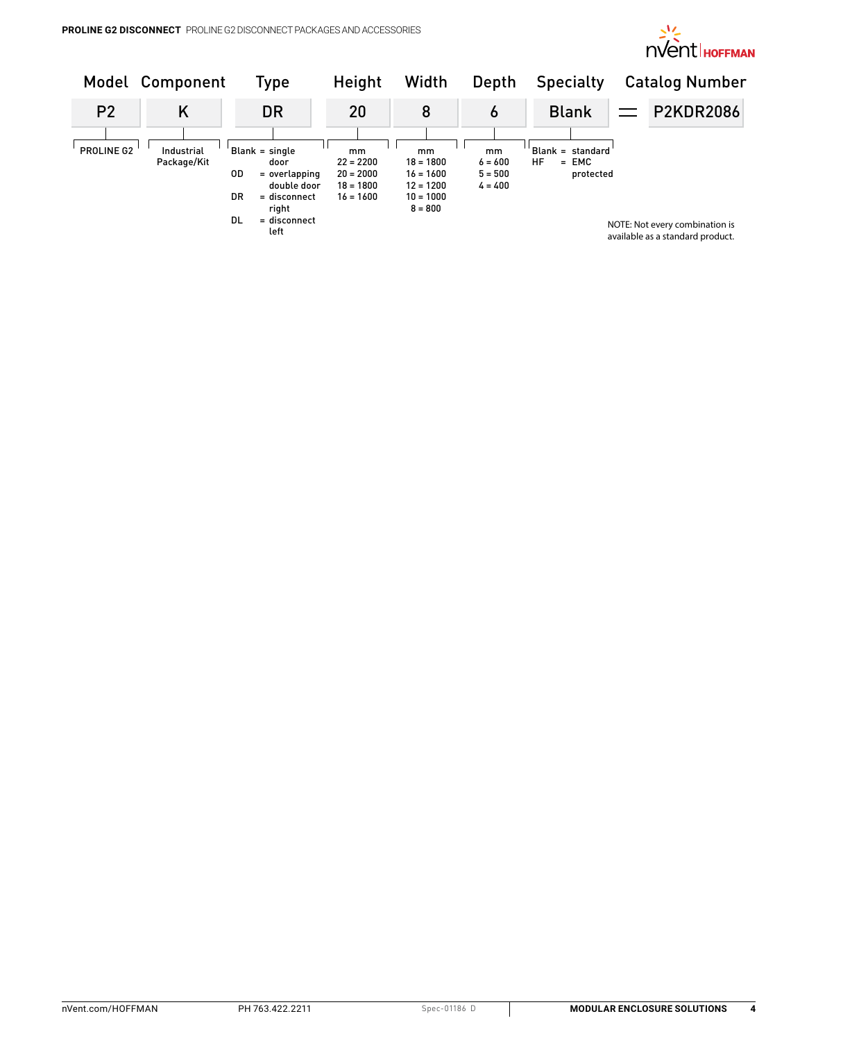| Model | Component | Type | Height | Width | Depth | Specialty | | Catalog Number |
|---|---|---|---|---|---|---|---|---|
| P2 | K | DR | 20 | 8 | 6 | Blank | = | P2KDR2086 |
| PROLINE G2 | Industrial Package/Kit | Blank = single door<br>OD = overlapping double door<br>DR = disconnect right<br>DL = disconnect left | mm<br>22 = 2200<br>20 = 2000<br>18 = 1800<br>16 = 1600 | mm<br>18 = 1800<br>16 = 1600<br>12 = 1200<br>10 = 1000<br>8 = 800 | mm<br>6 = 600<br>5 = 500<br>4 = 400 | Blank = standard<br>HF = EMC protected | | |

NOTE: Not every combination is available as a standard product.